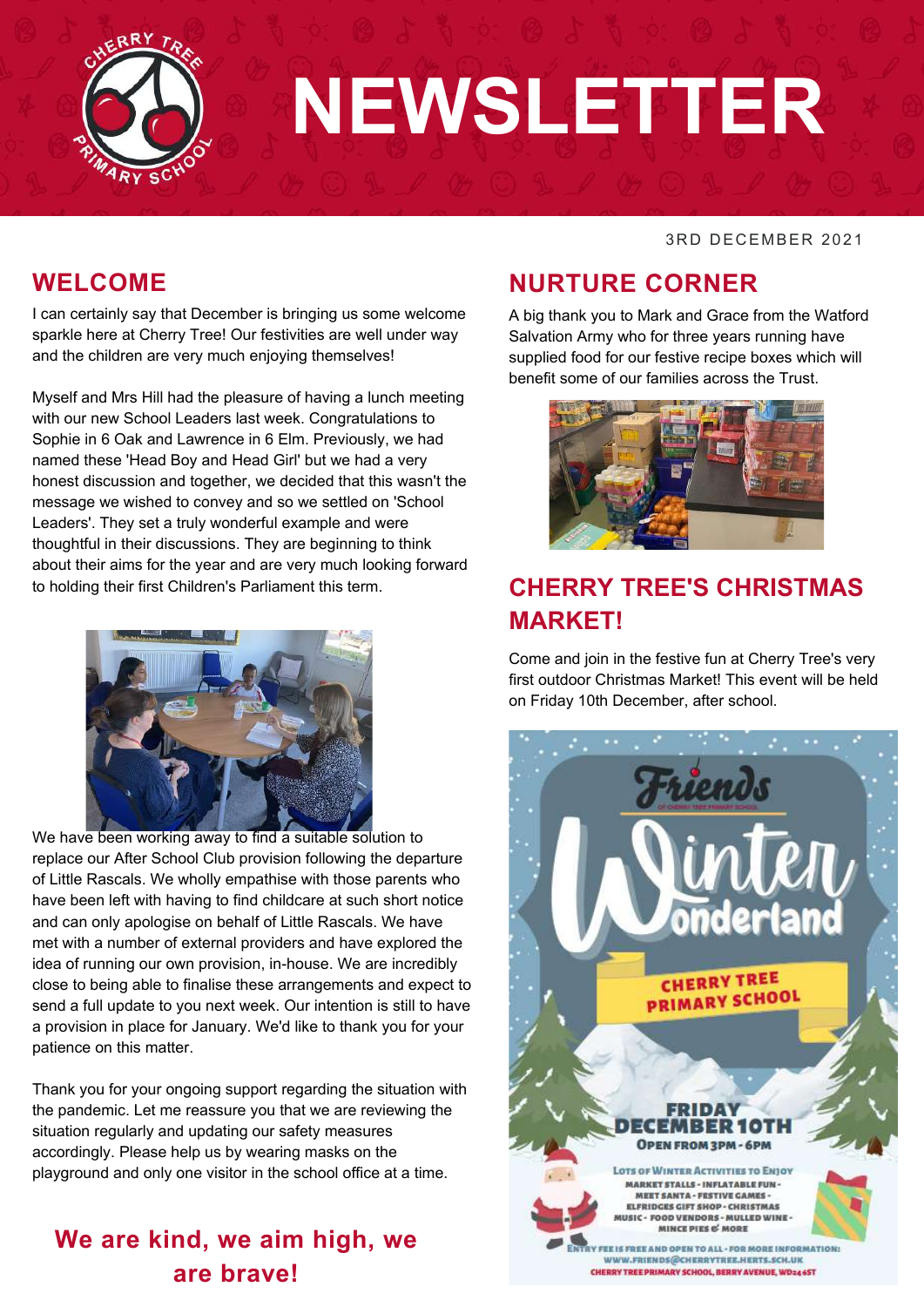# NEWSLETTER

3RD DECEMBER 2021

## WELCOME

I can certainly say that December is bringing us some welcome sparkle here at Cherry Tree! Our festivities are well under way and the children are very much enjoying themselves!

Myself and Mrs Hill had the pleasure of having a lunch meeting with our new School Leaders last week. Congratulations to Sophie in 6 Oak and Lawrence in 6 Elm. Previously, we had named these 'Head Boy and Head Girl' but we had a very honest discussion and together, we decided that this wasn't the message we wished to convey and so we settled on 'School Leaders'. They set a truly wonderful example and were thoughtful in their discussions. They are beginning to think about their aims for the year and are very much looking forward to holding their first Children's Parliament this term.

We have been working away to find a suitable solution to replace our After School Club provision following the departure of Little Rascals. We wholly empathise with those parents who have been left with having to find childcare at such short notice and can only apologise on behalf of Little Rascals. We have met with a number of external providers and have explored the idea of running our own provision, in-house. We are incredibly close to being able to finalise these arrangements and expect to send a full update to you next week. Our intention is still to have a provision in place for January. We'd like to thank you for your patience on this matter.

Thank you for your ongoing support regarding the situation with the pandemic. Let me reassure you that we are reviewing the situation regularly and updating our safety measures accordingly. Please help us by wearing masks on the playground and only one visitor in the school office at a time.

**We are kind, we aim high, we are brave!**

## NURTURE CORNER

A big thank you to Mark and Grace from the Watford Salvation Army who for three years running have supplied food for our festive recipe boxes which will benefit some of our families across the Trust.

## CHERRY TREE'S CHRISTMAS MARKET!

Come and join in the festive fun at Cherry Tree's very first outdoor Christmas Market! This event will be held on Friday 10th December, after school.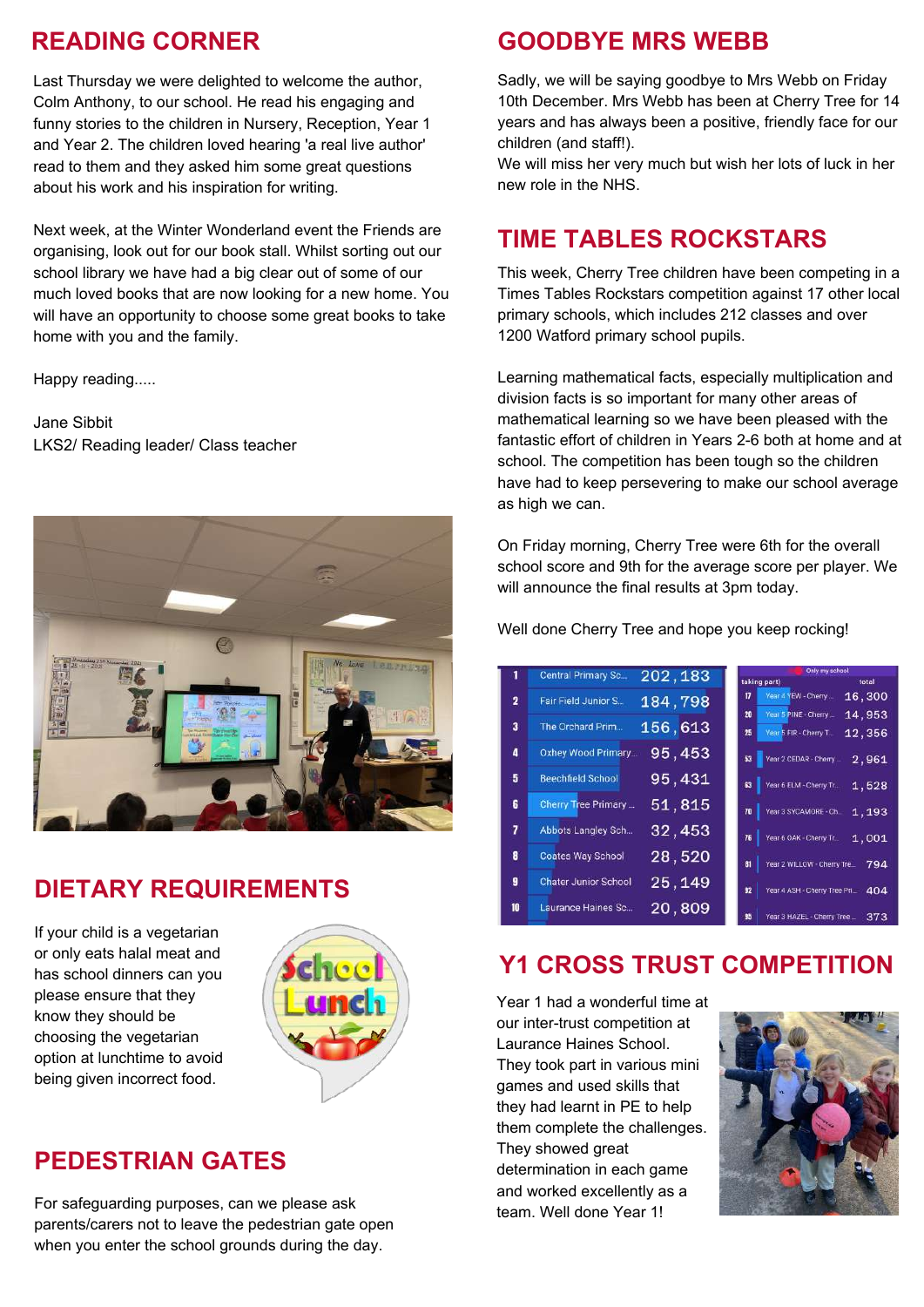## READING CORNER

Last Thursday we were delighted to welcome the author, Colm Anthony, to our school. He read his engaging and funny stories to the children in Nursery, Reception, Year 1 and Year 2. The children loved hearing 'a real live author' read to them and they asked him some great questions about his work and his inspiration for writing.

Next week, at the Winter Wonderland event the Friends are organising, look out for our book stall. Whilst sorting out our school library we have had a big clear out of some of our much loved books that are now looking for a new home. You will have an opportunity to choose some great books to take home with you and the family.

Happy reading.....

Jane Sibbit
LKS2/ Reading leader/ Class teacher

## DIETARY REQUIREMENTS

If your child is a vegetarian or only eats halal meat and has school dinners can you please ensure that they know they should be choosing the vegetarian option at lunchtime to avoid being given incorrect food.

## PEDESTRIAN GATES

For safeguarding purposes, can we please ask parents/carers not to leave the pedestrian gate open when you enter the school grounds during the day.

## GOODBYE MRS WEBB

Sadly, we will be saying goodbye to Mrs Webb on Friday 10th December. Mrs Webb has been at Cherry Tree for 14 years and has always been a positive, friendly face for our children (and staff!).
We will miss her very much but wish her lots of luck in her new role in the NHS.

## TIME TABLES ROCKSTARS

This week, Cherry Tree children have been competing in a Times Tables Rockstars competition against 17 other local primary schools, which includes 212 classes and over 1200 Watford primary school pupils.

Learning mathematical facts, especially multiplication and division facts is so important for many other areas of mathematical learning so we have been pleased with the fantastic effort of children in Years 2-6 both at home and at school. The competition has been tough so the children have had to keep persevering to make our school average as high we can.

On Friday morning, Cherry Tree were 6th for the overall school score and 9th for the average score per player. We will announce the final results at 3pm today.

Well done Cherry Tree and hope you keep rocking!

| | | |
|---|---|---|
| 1 | Central Primary Sc... | 202,183 |
| 2 | Fair Field Junior S... | 184,798 |
| 3 | The Orchard Prim... | 156,613 |
| 4 | Oxhey Wood Primary... | 95,453 |
| 5 | Beechfield School | 95,431 |
| 6 | Cherry Tree Primary ... | 51,815 |
| 7 | Abbots Langley Sch... | 32,453 |
| 8 | Coates Way School | 28,520 |
| 9 | Chater Junior School | 25,149 |
| 10 | Laurance Haines Sc... | 20,809 |

Only my school

| taking part) | | total |
|---|---|---|
| 17 | Year 4 YEW - Cherry ... | 16,300 |
| 20 | Year 5 PINE - Cherry ... | 14,953 |
| 25 | Year 5 FIR - Cherry T... | 12,356 |
| 53 | Year 2 CEDAR - Cherry ... | 2,961 |
| 63 | Year 6 ELM - Cherry Tr... | 1,528 |
| 70 | Year 3 SYCAMORE - Ch... | 1,193 |
| 76 | Year 6 OAK - Cherry Tr... | 1,001 |
| 81 | Year 2 WILLOW - Cherry Tre... | 794 |
| 92 | Year 4 ASH - Cherry Tree Pri... | 404 |
| 95 | Year 3 HAZEL - Cherry Tree ... | 373 |

## Y1 CROSS TRUST COMPETITION

Year 1 had a wonderful time at our inter-trust competition at Laurance Haines School. They took part in various mini games and used skills that they had learnt in PE to help them complete the challenges. They showed great determination in each game and worked excellently as a team. Well done Year 1!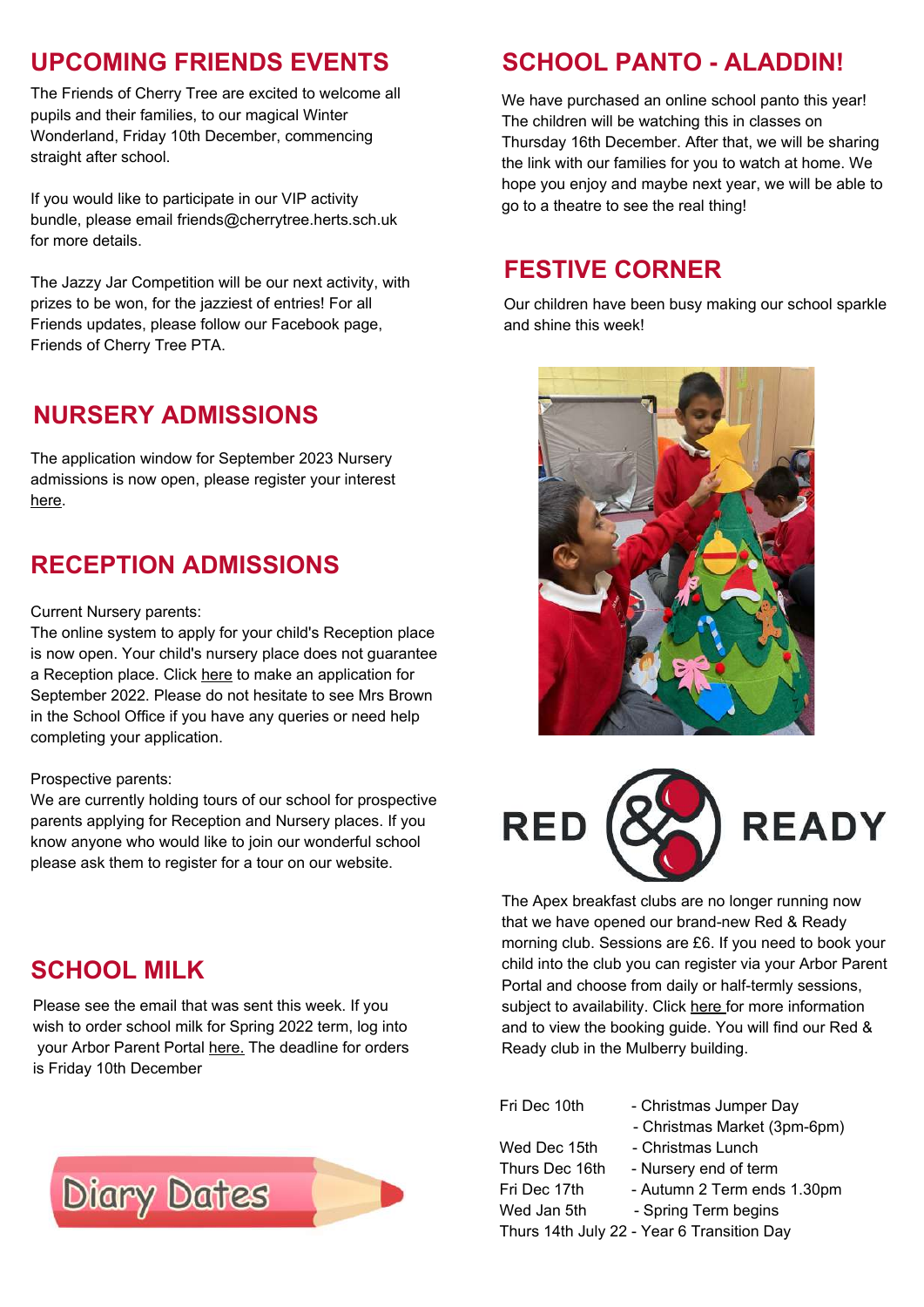## UPCOMING FRIENDS EVENTS

The Friends of Cherry Tree are excited to welcome all pupils and their families, to our magical Winter Wonderland, Friday 10th December, commencing straight after school.

If you would like to participate in our VIP activity bundle, please email friends@cherrytree.herts.sch.uk for more details.

The Jazzy Jar Competition will be our next activity, with prizes to be won, for the jazziest of entries! For all Friends updates, please follow our Facebook page, Friends of Cherry Tree PTA.

## NURSERY ADMISSIONS

The application window for September 2023 Nursery admissions is now open, please register your interest here.

## RECEPTION ADMISSIONS

Current Nursery parents:
The online system to apply for your child's Reception place is now open. Your child's nursery place does not guarantee a Reception place. Click here to make an application for September 2022. Please do not hesitate to see Mrs Brown in the School Office if you have any queries or need help completing your application.

Prospective parents:
We are currently holding tours of our school for prospective parents applying for Reception and Nursery places. If you know anyone who would like to join our wonderful school please ask them to register for a tour on our website.

## SCHOOL MILK

Please see the email that was sent this week. If you wish to order school milk for Spring 2022 term, log into your Arbor Parent Portal here. The deadline for orders is Friday 10th December

## SCHOOL PANTO - ALADDIN!

We have purchased an online school panto this year! The children will be watching this in classes on Thursday 16th December. After that, we will be sharing the link with our families for you to watch at home. We hope you enjoy and maybe next year, we will be able to go to a theatre to see the real thing!

## FESTIVE CORNER

Our children have been busy making our school sparkle and shine this week!

RED & READY

The Apex breakfast clubs are no longer running now that we have opened our brand-new Red & Ready morning club. Sessions are £6. If you need to book your child into the club you can register via your Arbor Parent Portal and choose from daily or half-termly sessions, subject to availability. Click here for more information and to view the booking guide. You will find our Red & Ready club in the Mulberry building.

## Diary Dates

| | |
|---|---|
| Fri Dec 10th | - Christmas Jumper Day |
| | - Christmas Market (3pm-6pm) |
| Wed Dec 15th | - Christmas Lunch |
| Thurs Dec 16th | - Nursery end of term |
| Fri Dec 17th | - Autumn 2 Term ends 1.30pm |
| Wed Jan 5th | - Spring Term begins |
| Thurs 14th July 22 | - Year 6 Transition Day |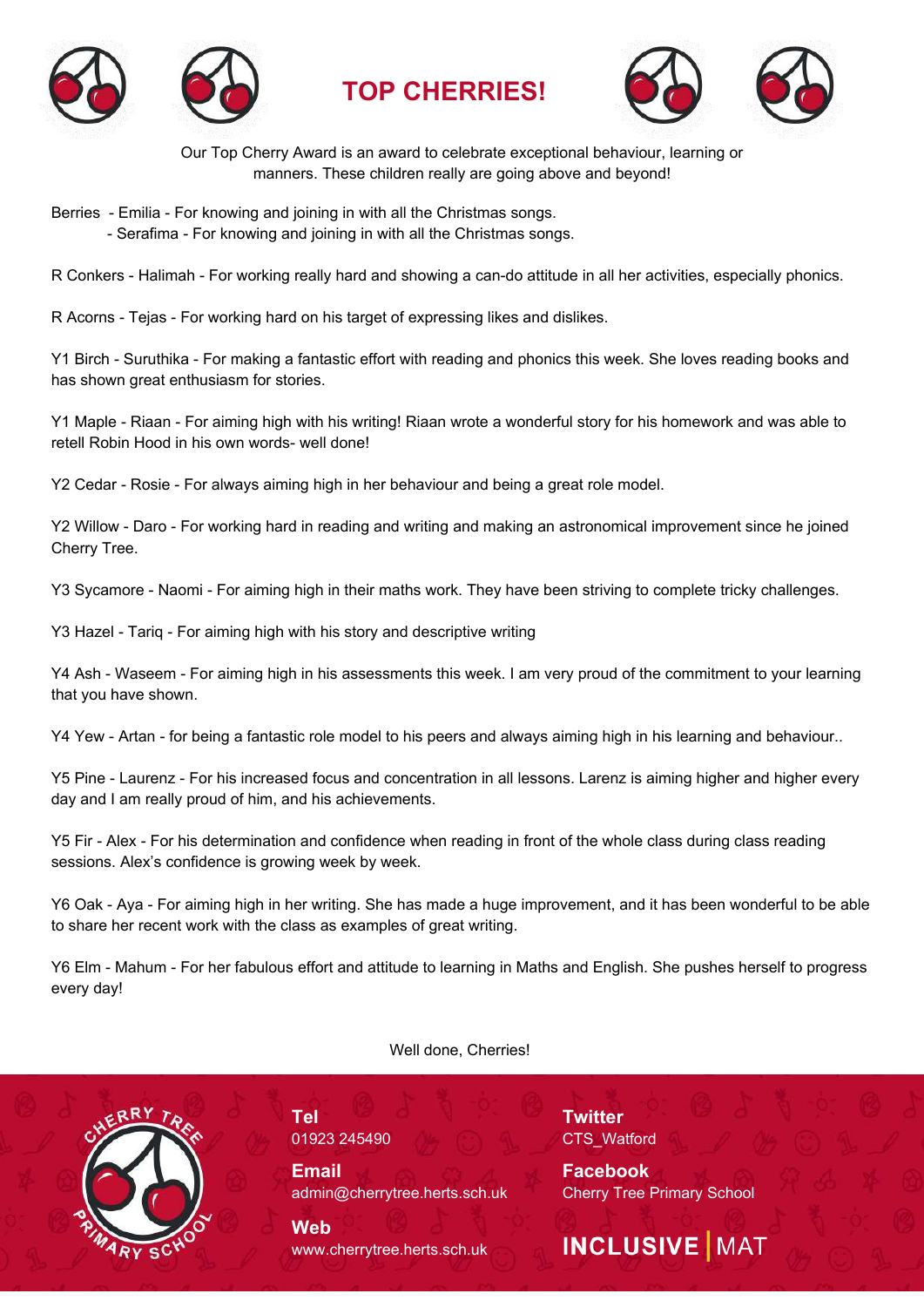# TOP CHERRIES!

Our Top Cherry Award is an award to celebrate exceptional behaviour, learning or manners. These children really are going above and beyond!

Berries - Emilia - For knowing and joining in with all the Christmas songs.
- Serafima - For knowing and joining in with all the Christmas songs.

R Conkers - Halimah - For working really hard and showing a can-do attitude in all her activities, especially phonics.

R Acorns - Tejas - For working hard on his target of expressing likes and dislikes.

Y1 Birch - Suruthika - For making a fantastic effort with reading and phonics this week. She loves reading books and has shown great enthusiasm for stories.

Y1 Maple - Riaan - For aiming high with his writing! Riaan wrote a wonderful story for his homework and was able to retell Robin Hood in his own words- well done!

Y2 Cedar - Rosie - For always aiming high in her behaviour and being a great role model.

Y2 Willow - Daro - For working hard in reading and writing and making an astronomical improvement since he joined Cherry Tree.

Y3 Sycamore - Naomi - For aiming high in their maths work. They have been striving to complete tricky challenges.

Y3 Hazel - Tariq - For aiming high with his story and descriptive writing

Y4 Ash - Waseem - For aiming high in his assessments this week. I am very proud of the commitment to your learning that you have shown.

Y4 Yew - Artan - for being a fantastic role model to his peers and always aiming high in his learning and behaviour..

Y5 Pine - Laurenz - For his increased focus and concentration in all lessons. Larenz is aiming higher and higher every day and I am really proud of him, and his achievements.

Y5 Fir - Alex - For his determination and confidence when reading in front of the whole class during class reading sessions. Alex's confidence is growing week by week.

Y6 Oak - Aya - For aiming high in her writing. She has made a huge improvement, and it has been wonderful to be able to share her recent work with the class as examples of great writing.

Y6 Elm - Mahum - For her fabulous effort and attitude to learning in Maths and English. She pushes herself to progress every day!

Well done, Cherries!

CHERRY TREE PRIMARY SCHOOL

**Tel**
01923 245490

**Email**
admin@cherrytree.herts.sch.uk

**Web**
www.cherrytree.herts.sch.uk

**Twitter**
CTS_Watford

**Facebook**
Cherry Tree Primary School

**INCLUSIVE** | MAT